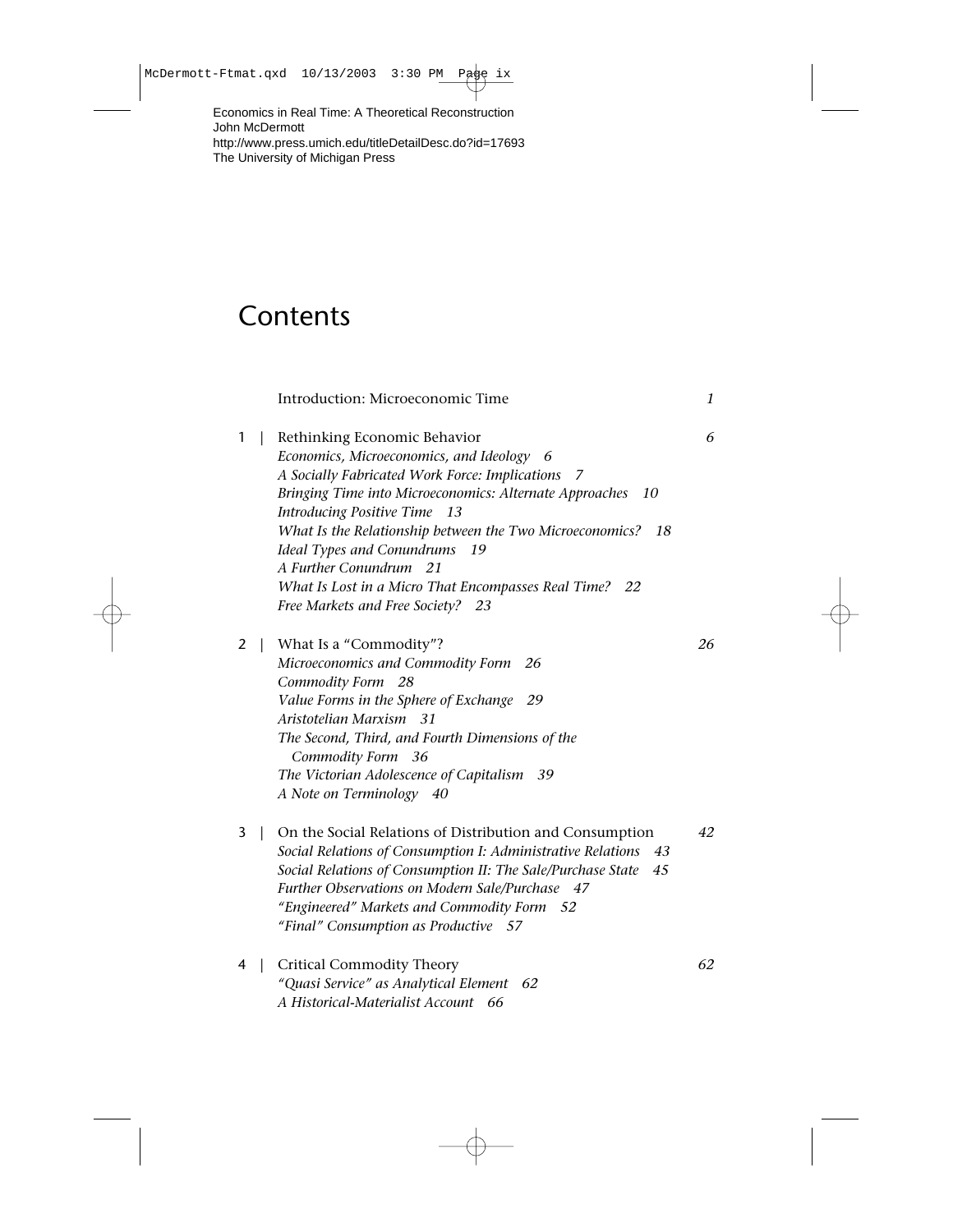Economics in Real Time: A Theoretical Reconstruction
John McDermott
http://www.press.umich.edu/titleDetailDesc.do?id=17693
The University of Michigan Press

# Contents

Introduction: Microeconomic Time *1*

1 | Rethinking Economic Behavior *6*
*Economics, Microeconomics, and Ideology 6*
*A Socially Fabricated Work Force: Implications 7*
*Bringing Time into Microeconomics: Alternate Approaches 10*
*Introducing Positive Time 13*
*What Is the Relationship between the Two Microeconomics? 18*
*Ideal Types and Conundrums 19*
*A Further Conundrum 21*
*What Is Lost in a Micro That Encompasses Real Time? 22*
*Free Markets and Free Society? 23*

2 | What Is a "Commodity"? *26*
*Microeconomics and Commodity Form 26*
*Commodity Form 28*
*Value Forms in the Sphere of Exchange 29*
*Aristotelian Marxism 31*
*The Second, Third, and Fourth Dimensions of the Commodity Form 36*
*The Victorian Adolescence of Capitalism 39*
*A Note on Terminology 40*

3 | On the Social Relations of Distribution and Consumption *42*
*Social Relations of Consumption I: Administrative Relations 43*
*Social Relations of Consumption II: The Sale/Purchase State 45*
*Further Observations on Modern Sale/Purchase 47*
*"Engineered" Markets and Commodity Form 52*
*"Final" Consumption as Productive 57*

4 | Critical Commodity Theory *62*
*"Quasi Service" as Analytical Element 62*
*A Historical-Materialist Account 66*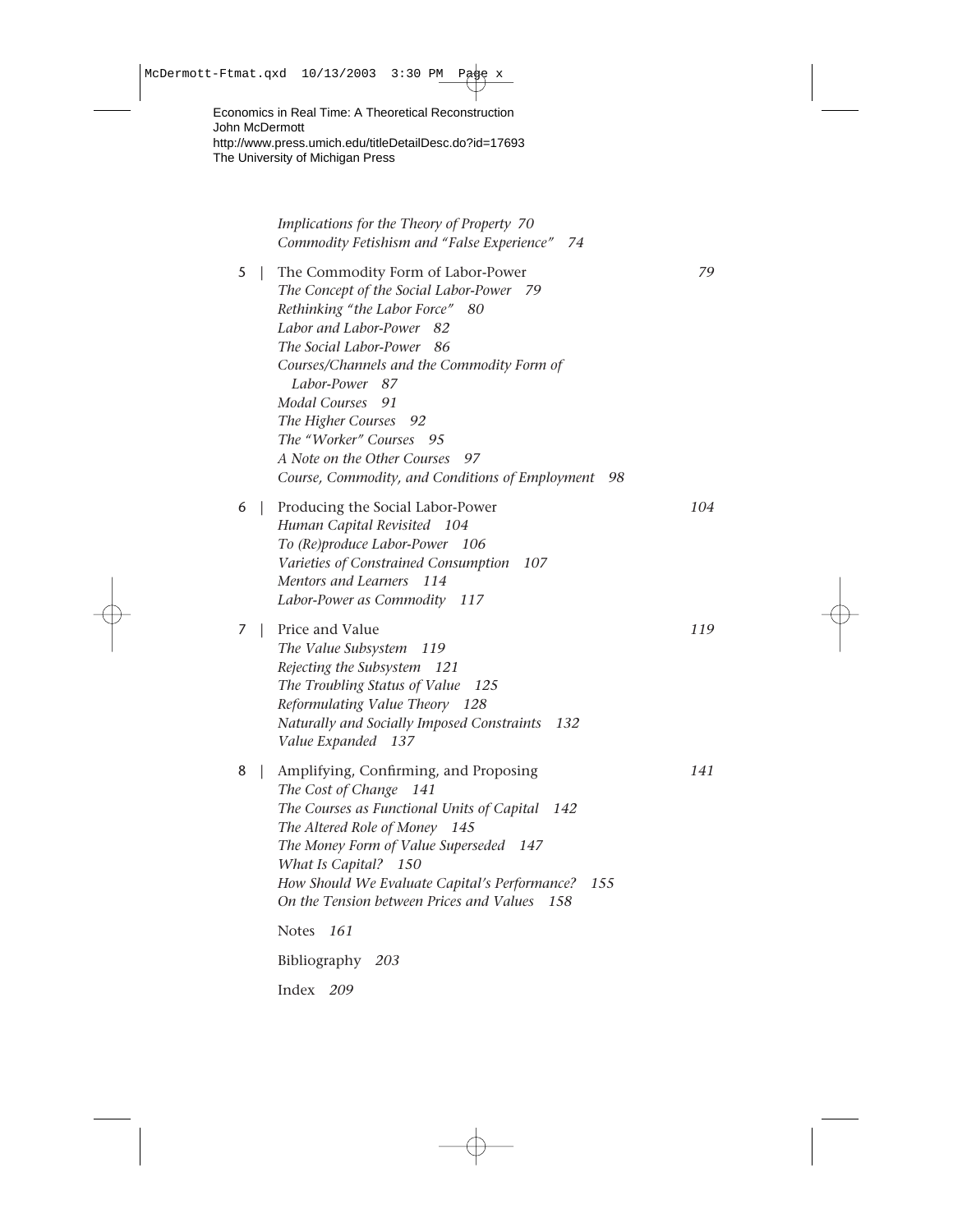Economics in Real Time: A Theoretical Reconstruction
John McDermott
http://www.press.umich.edu/titleDetailDesc.do?id=17693
The University of Michigan Press

*Implications for the Theory of Property 70*
*Commodity Fetishism and "False Experience" 74*

5 | The Commodity Form of Labor-Power *79*
*The Concept of the Social Labor-Power 79*
*Rethinking "the Labor Force" 80*
*Labor and Labor-Power 82*
*The Social Labor-Power 86*
*Courses/Channels and the Commodity Form of Labor-Power 87*
*Modal Courses 91*
*The Higher Courses 92*
*The "Worker" Courses 95*
*A Note on the Other Courses 97*
*Course, Commodity, and Conditions of Employment 98*

6 | Producing the Social Labor-Power *104*
*Human Capital Revisited 104*
*To (Re)produce Labor-Power 106*
*Varieties of Constrained Consumption 107*
*Mentors and Learners 114*
*Labor-Power as Commodity 117*

7 | Price and Value *119*
*The Value Subsystem 119*
*Rejecting the Subsystem 121*
*The Troubling Status of Value 125*
*Reformulating Value Theory 128*
*Naturally and Socially Imposed Constraints 132*
*Value Expanded 137*

8 | Amplifying, Confirming, and Proposing *141*
*The Cost of Change 141*
*The Courses as Functional Units of Capital 142*
*The Altered Role of Money 145*
*The Money Form of Value Superseded 147*
*What Is Capital? 150*
*How Should We Evaluate Capital's Performance? 155*
*On the Tension between Prices and Values 158*

Notes *161*

Bibliography *203*

Index *209*